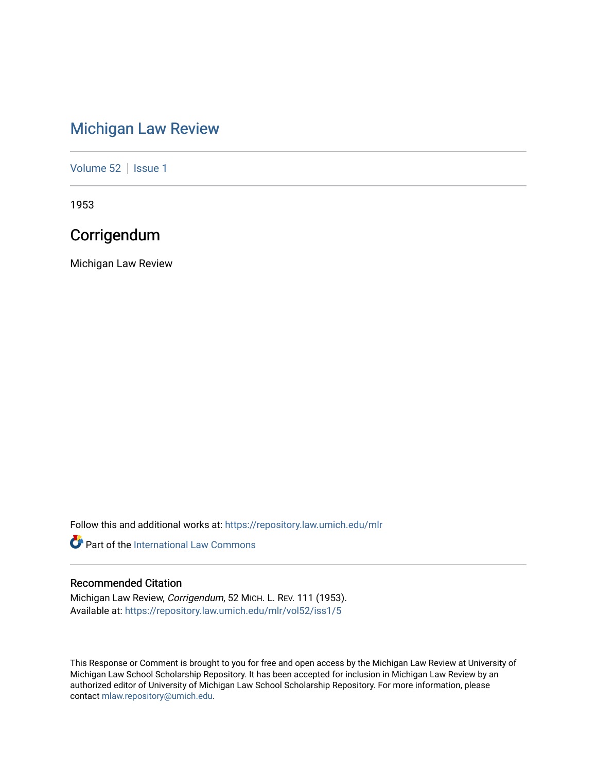# Michigan Law Review

Volume 52 | Issue 1

1953

## Corrigendum

Michigan Law Review

Follow this and additional works at: https://repository.law.umich.edu/mlr

Part of the International Law Commons

### Recommended Citation

Michigan Law Review, *Corrigendum*, 52 MICH. L. REV. 111 (1953).
Available at: https://repository.law.umich.edu/mlr/vol52/iss1/5

This Response or Comment is brought to you for free and open access by the Michigan Law Review at University of Michigan Law School Scholarship Repository. It has been accepted for inclusion in Michigan Law Review by an authorized editor of University of Michigan Law School Scholarship Repository. For more information, please contact mlaw.repository@umich.edu.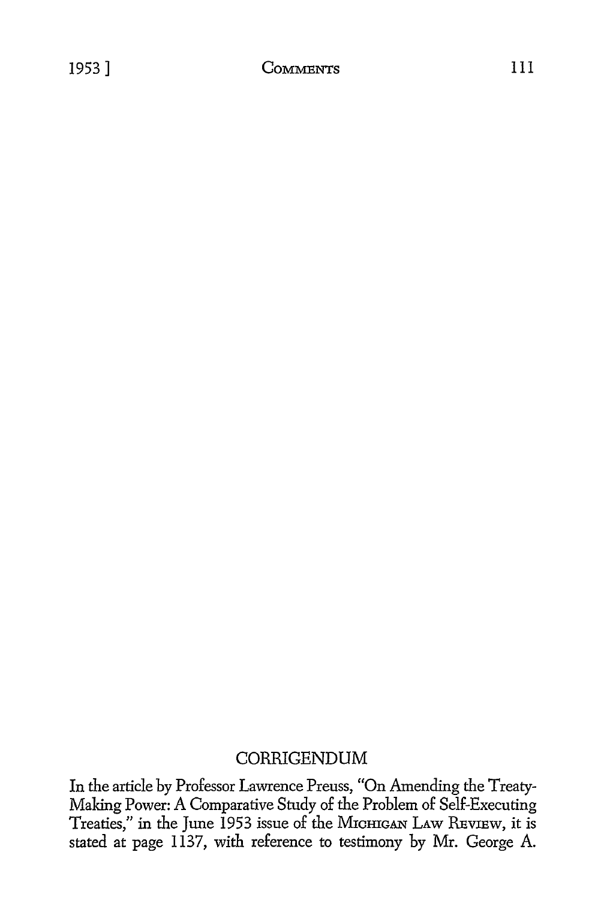## CORRIGENDUM

In the article by Professor Lawrence Preuss, "On Amending the Treaty-Making Power: A Comparative Study of the Problem of Self-Executing Treaties," in the June 1953 issue of the MICHIGAN LAW REVIEW, it is stated at page 1137, with reference to testimony by Mr. George A.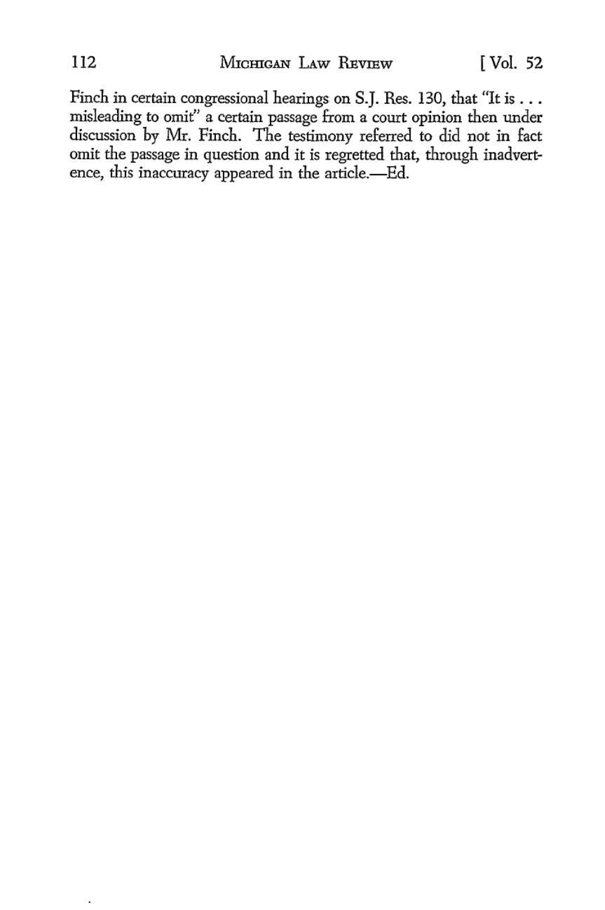Finch in certain congressional hearings on S.J. Res. 130, that "It is . . . misleading to omit" a certain passage from a court opinion then under discussion by Mr. Finch. The testimony referred to did not in fact omit the passage in question and it is regretted that, through inadvertence, this inaccuracy appeared in the article.—Ed.